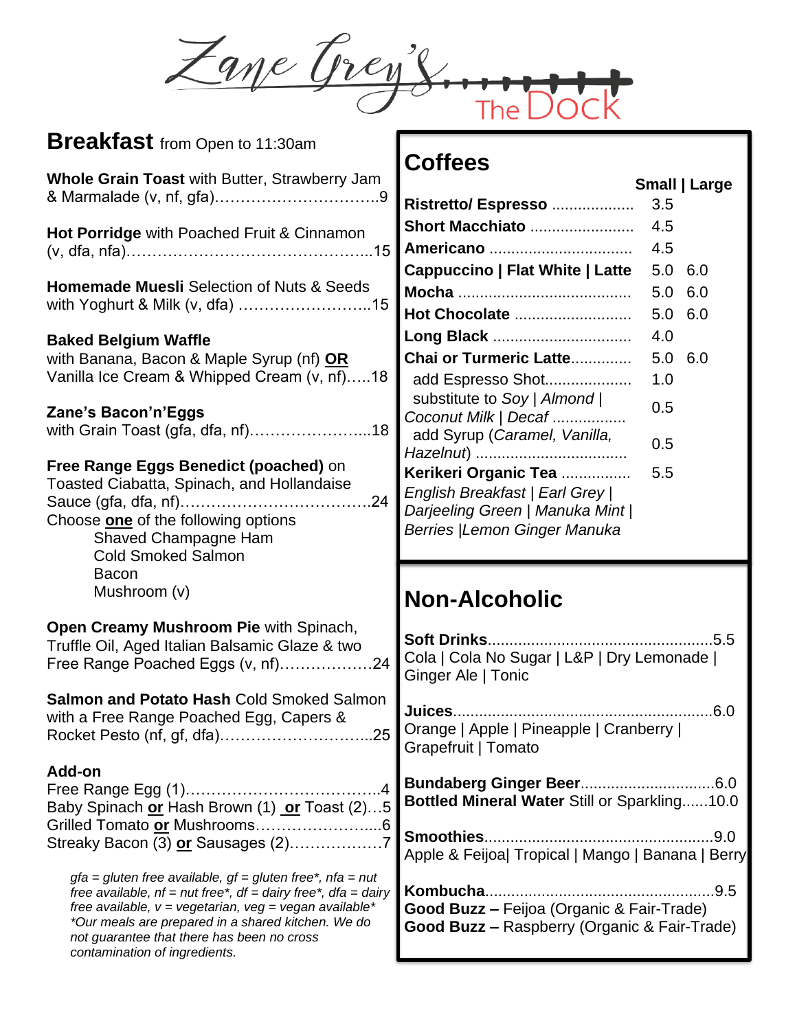# Zane Grey's The Dock

## Breakfast from Open to 11:30am

**Whole Grain Toast** with Butter, Strawberry Jam & Marmalade (v, nf, gfa)……………………………9

**Hot Porridge** with Poached Fruit & Cinnamon (v, dfa, nfa)………………………………………..15

**Homemade Muesli** Selection of Nuts & Seeds with Yoghurt & Milk (v, dfa) ……………………..15

**Baked Belgium Waffle**
with Banana, Bacon & Maple Syrup (nf) **OR** Vanilla Ice Cream & Whipped Cream (v, nf)…..18

**Zane's Bacon'n'Eggs**
with Grain Toast (gfa, dfa, nf)…………………...18

**Free Range Eggs Benedict (poached)** on Toasted Ciabatta, Spinach, and Hollandaise Sauce (gfa, dfa, nf)……………………………….24
Choose **one** of the following options
- Shaved Champagne Ham
- Cold Smoked Salmon
- Bacon
- Mushroom (v)

**Open Creamy Mushroom Pie** with Spinach, Truffle Oil, Aged Italian Balsamic Glaze & two Free Range Poached Eggs (v, nf)………………24

**Salmon and Potato Hash** Cold Smoked Salmon with a Free Range Poached Egg, Capers & Rocket Pesto (nf, gf, dfa)………………………...25

**Add-on**
Free Range Egg (1)……………………………….4
Baby Spinach **or** Hash Brown (1) **or** Toast (2)…5
Grilled Tomato **or** Mushrooms…………………...6
Streaky Bacon (3) **or** Sausages (2)………………7

*gfa = gluten free available, gf = gluten free*, nfa = nut free available, nf = nut free*, df = dairy free*, dfa = dairy free available, v = vegetarian, veg = vegan available* *Our meals are prepared in a shared kitchen. We do not guarantee that there has been no cross contamination of ingredients.*

## Coffees

| | Small | Large |
|---|---|---|
| **Ristretto/ Espresso** | 3.5 | |
| **Short Macchiato** | 4.5 | |
| **Americano** | 4.5 | |
| **Cappuccino \| Flat White \| Latte** | 5.0 | 6.0 |
| **Mocha** | 5.0 | 6.0 |
| **Hot Chocolate** | 5.0 | 6.0 |
| **Long Black** | 4.0 | |
| **Chai or Turmeric Latte** | 5.0 | 6.0 |
| add Espresso Shot | 1.0 | |
| substitute to *Soy \| Almond \| Coconut Milk \| Decaf* | 0.5 | |
| add Syrup (*Caramel, Vanilla, Hazelnut*) | 0.5 | |
| **Kerikeri Organic Tea** | 5.5 | |

*English Breakfast | Earl Grey | Darjeeling Green | Manuka Mint | Berries |Lemon Ginger Manuka*

## Non-Alcoholic

**Soft Drinks**……………………………………5.5
Cola | Cola No Sugar | L&P | Dry Lemonade | Ginger Ale | Tonic

**Juices**……………………………………………6.0
Orange | Apple | Pineapple | Cranberry | Grapefruit | Tomato

**Bundaberg Ginger Beer**…………………………6.0
**Bottled Mineral Water** Still or Sparkling……10.0

**Smoothies**………………………………………9.0
Apple & Feijoa| Tropical | Mango | Banana | Berry

**Kombucha**………………………………………9.5
**Good Buzz –** Feijoa (Organic & Fair-Trade)
**Good Buzz –** Raspberry (Organic & Fair-Trade)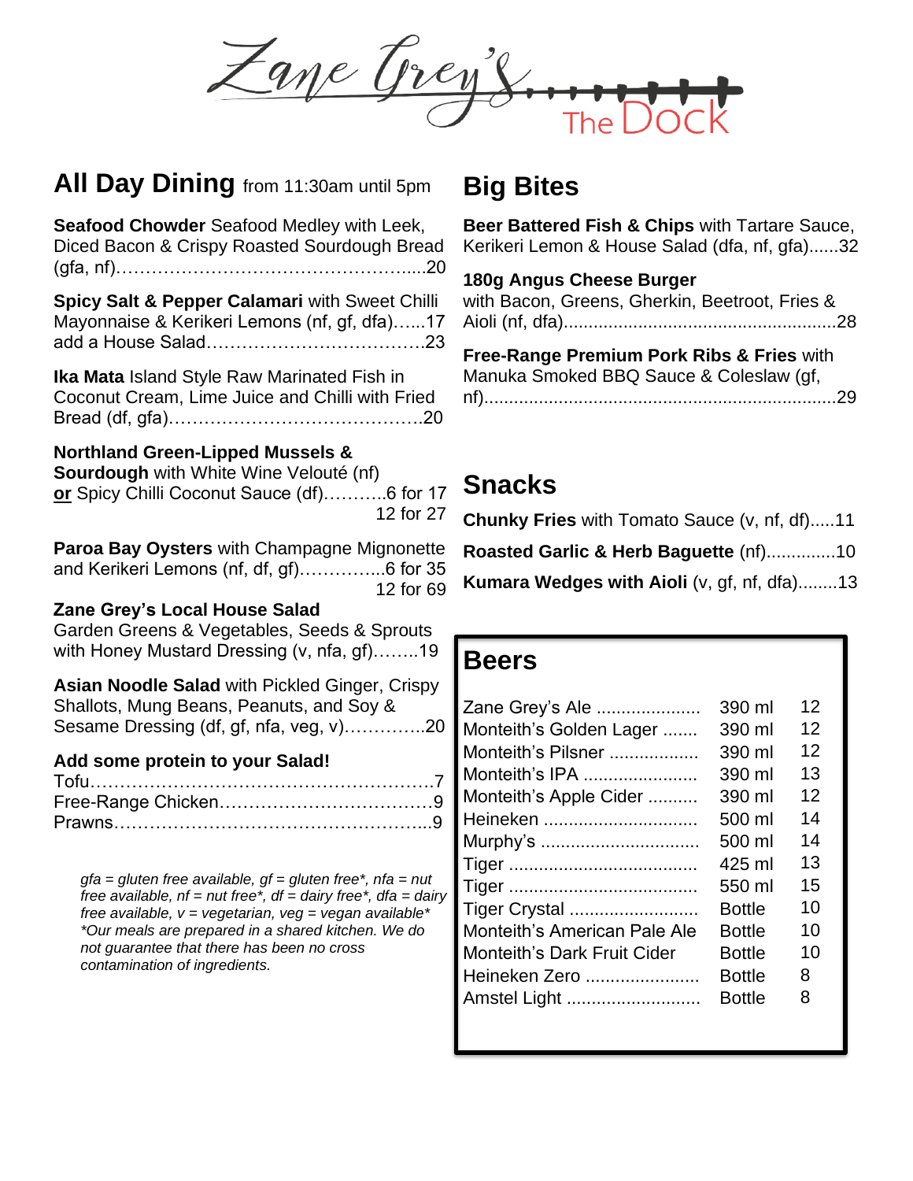# Zane Grey's The Dock

## All Day Dining from 11:30am until 5pm

**Seafood Chowder** Seafood Medley with Leek, Diced Bacon & Crispy Roasted Sourdough Bread (gfa, nf)………………………………………….....20

**Spicy Salt & Pepper Calamari** with Sweet Chilli Mayonnaise & Kerikeri Lemons (nf, gf, dfa)…...17
add a House Salad……………………………….23

**Ika Mata** Island Style Raw Marinated Fish in Coconut Cream, Lime Juice and Chilli with Fried Bread (df, gfa)…………………………………….20

**Northland Green-Lipped Mussels & Sourdough** with White Wine Velouté (nf)
**or** Spicy Chilli Coconut Sauce (df)………..6 for 17
12 for 27

**Paroa Bay Oysters** with Champagne Mignonette and Kerikeri Lemons (nf, df, gf)…………...6 for 35
12 for 69

**Zane Grey's Local House Salad**
Garden Greens & Vegetables, Seeds & Sprouts with Honey Mustard Dressing (v, nfa, gf)……..19

**Asian Noodle Salad** with Pickled Ginger, Crispy Shallots, Mung Beans, Peanuts, and Soy & Sesame Dressing (df, gf, nfa, veg, v)…………..20

**Add some protein to your Salad!**
Tofu…………………………………………………7
Free-Range Chicken………………………………9
Prawns……………………………………………..9

*gfa = gluten free available, gf = gluten free\*, nfa = nut free available, nf = nut free\*, df = dairy free\*, dfa = dairy free available, v = vegetarian, veg = vegan available\**
*\*Our meals are prepared in a shared kitchen. We do not guarantee that there has been no cross contamination of ingredients.*

## Big Bites

**Beer Battered Fish & Chips** with Tartare Sauce, Kerikeri Lemon & House Salad (dfa, nf, gfa)......32

**180g Angus Cheese Burger**
with Bacon, Greens, Gherkin, Beetroot, Fries & Aioli (nf, dfa).......................................................28

**Free-Range Premium Pork Ribs & Fries** with Manuka Smoked BBQ Sauce & Coleslaw (gf, nf)......................................................................29

## Snacks

**Chunky Fries** with Tomato Sauce (v, nf, df).....11
**Roasted Garlic & Herb Baguette** (nf)..............10
**Kumara Wedges with Aioli** (v, gf, nf, dfa)........13

## Beers

| Beer | Size | Price |
|---|---|---|
| Zane Grey's Ale | 390 ml | 12 |
| Monteith's Golden Lager | 390 ml | 12 |
| Monteith's Pilsner | 390 ml | 12 |
| Monteith's IPA | 390 ml | 13 |
| Monteith's Apple Cider | 390 ml | 12 |
| Heineken | 500 ml | 14 |
| Murphy's | 500 ml | 14 |
| Tiger | 425 ml | 13 |
| Tiger | 550 ml | 15 |
| Tiger Crystal | Bottle | 10 |
| Monteith's American Pale Ale | Bottle | 10 |
| Monteith's Dark Fruit Cider | Bottle | 10 |
| Heineken Zero | Bottle | 8 |
| Amstel Light | Bottle | 8 |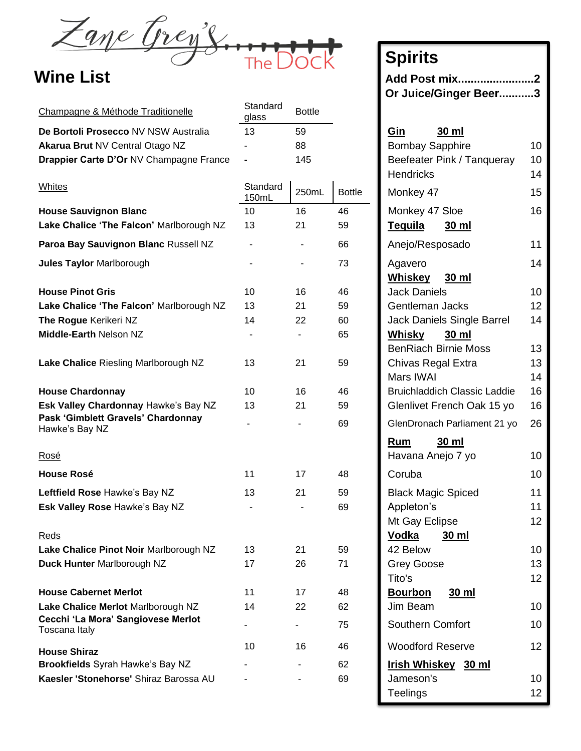Zane Grey's The Dock

# Wine List

| Champagne & Méthode Traditionelle | Standard glass | Bottle |
|---|---|---|
| **De Bortoli Prosecco** NV NSW Australia | 13 | 59 |
| **Akarua Brut** NV Central Otago NZ | - | 88 |
| **Drappier Carte D'Or** NV Champagne France | - | 145 |

| Whites | Standard 150mL | 250mL | Bottle |
|---|---|---|---|
| **House Sauvignon Blanc** | 10 | 16 | 46 |
| **Lake Chalice 'The Falcon'** Marlborough NZ | 13 | 21 | 59 |
| **Paroa Bay Sauvignon Blanc** Russell NZ | - | - | 66 |
| **Jules Taylor** Marlborough | - | - | 73 |
| **House Pinot Gris** | 10 | 16 | 46 |
| **Lake Chalice 'The Falcon'** Marlborough NZ | 13 | 21 | 59 |
| **The Rogue** Kerikeri NZ | 14 | 22 | 60 |
| **Middle-Earth** Nelson NZ | - | - | 65 |
| **Lake Chalice** Riesling Marlborough NZ | 13 | 21 | 59 |
| **House Chardonnay** | 10 | 16 | 46 |
| **Esk Valley Chardonnay** Hawke's Bay NZ | 13 | 21 | 59 |
| **Pask 'Gimblett Gravels' Chardonnay** Hawke's Bay NZ | - | - | 69 |

| Rosé | Standard 150mL | 250mL | Bottle |
|---|---|---|---|
| **House Rosé** | 11 | 17 | 48 |
| **Leftfield Rose** Hawke's Bay NZ | 13 | 21 | 59 |
| **Esk Valley Rose** Hawke's Bay NZ | - | - | 69 |

| Reds | Standard 150mL | 250mL | Bottle |
|---|---|---|---|
| **Lake Chalice Pinot Noir** Marlborough NZ | 13 | 21 | 59 |
| **Duck Hunter** Marlborough NZ | 17 | 26 | 71 |
| **House Cabernet Merlot** | 11 | 17 | 48 |
| **Lake Chalice Merlot** Marlborough NZ | 14 | 22 | 62 |
| **Cecchi 'La Mora' Sangiovese Merlot** Toscana Italy | - | - | 75 |
| **House Shiraz** | 10 | 16 | 46 |
| **Brookfields** Syrah Hawke's Bay NZ | - | - | 62 |
| **Kaesler 'Stonehorse'** Shiraz Barossa AU | - | - | 69 |

## Spirits

**Add Post mix........................2**
**Or Juice/Ginger Beer...........3**

| Gin 30 ml | |
|---|---|
| Bombay Sapphire | 10 |
| Beefeater Pink / Tanqueray | 10 |
| Hendricks | 14 |
| Monkey 47 | 15 |
| Monkey 47 Sloe | 16 |
| **Tequila 30 ml** | |
| Anejo/Resposado | 11 |
| Agavero | 14 |
| **Whiskey 30 ml** | |
| Jack Daniels | 10 |
| Gentleman Jacks | 12 |
| Jack Daniels Single Barrel | 14 |
| **Whisky 30 ml** | |
| BenRiach Birnie Moss | 13 |
| Chivas Regal Extra | 13 |
| Mars IWAI | 14 |
| Bruichladdich Classic Laddie | 16 |
| Glenlivet French Oak 15 yo | 16 |
| GlenDronach Parliament 21 yo | 26 |
| **Rum 30 ml** | |
| Havana Anejo 7 yo | 10 |
| Coruba | 10 |
| Black Magic Spiced | 11 |
| Appleton's | 11 |
| Mt Gay Eclipse | 12 |
| **Vodka 30 ml** | |
| 42 Below | 10 |
| Grey Goose | 13 |
| Tito's | 12 |
| **Bourbon 30 ml** | |
| Jim Beam | 10 |
| Southern Comfort | 10 |
| Woodford Reserve | 12 |
| **Irish Whiskey 30 ml** | |
| Jameson's | 10 |
| Teelings | 12 |